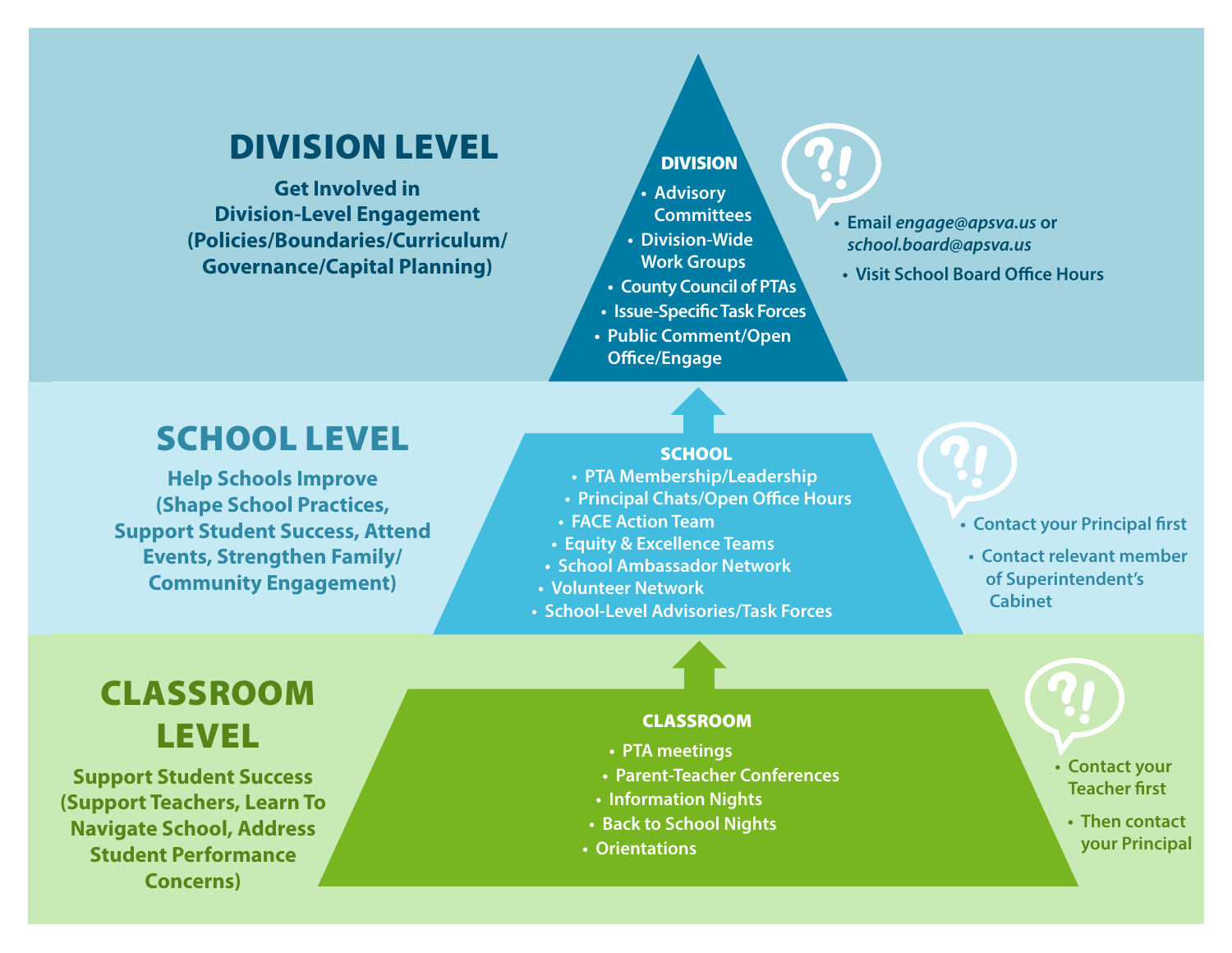## DIVISION LEVEL

**Get Involved in Division-Level Engagement (Policies/Boundaries/Curriculum/ Governance/Capital Planning)**

### DIVISION

- Advisory Committees
- Division-Wide Work Groups
- County Council of PTAs
- Issue-Specific Task Forces
- Public Comment/Open Office/Engage

?!

- Email *engage@apsva.us* or *school.board@apsva.us*
- Visit School Board Office Hours

## SCHOOL LEVEL

**Help Schools Improve (Shape School Practices, Support Student Success, Attend Events, Strengthen Family/ Community Engagement)**

### SCHOOL

- PTA Membership/Leadership
- Principal Chats/Open Office Hours
- FACE Action Team
- Equity & Excellence Teams
- School Ambassador Network
- Volunteer Network
- School-Level Advisories/Task Forces

?!

- Contact your Principal first
- Contact relevant member of Superintendent's Cabinet

## CLASSROOM LEVEL

**Support Student Success (Support Teachers, Learn To Navigate School, Address Student Performance Concerns)**

### CLASSROOM

- PTA meetings
- Parent-Teacher Conferences
- Information Nights
- Back to School Nights
- Orientations

?!

- Contact your Teacher first
- Then contact your Principal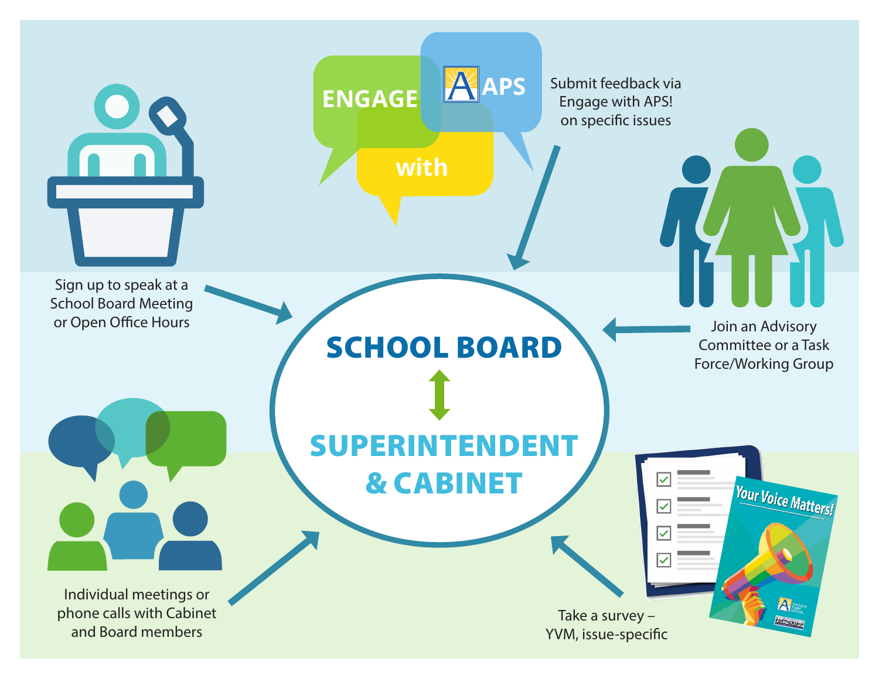ENGAGE with APS

Submit feedback via Engage with APS! on specific issues

Sign up to speak at a School Board Meeting or Open Office Hours

Join an Advisory Committee or a Task Force/Working Group

**SCHOOL BOARD**

**SUPERINTENDENT & CABINET**

Individual meetings or phone calls with Cabinet and Board members

Take a survey – YVM, issue-specific

Your Voice Matters!